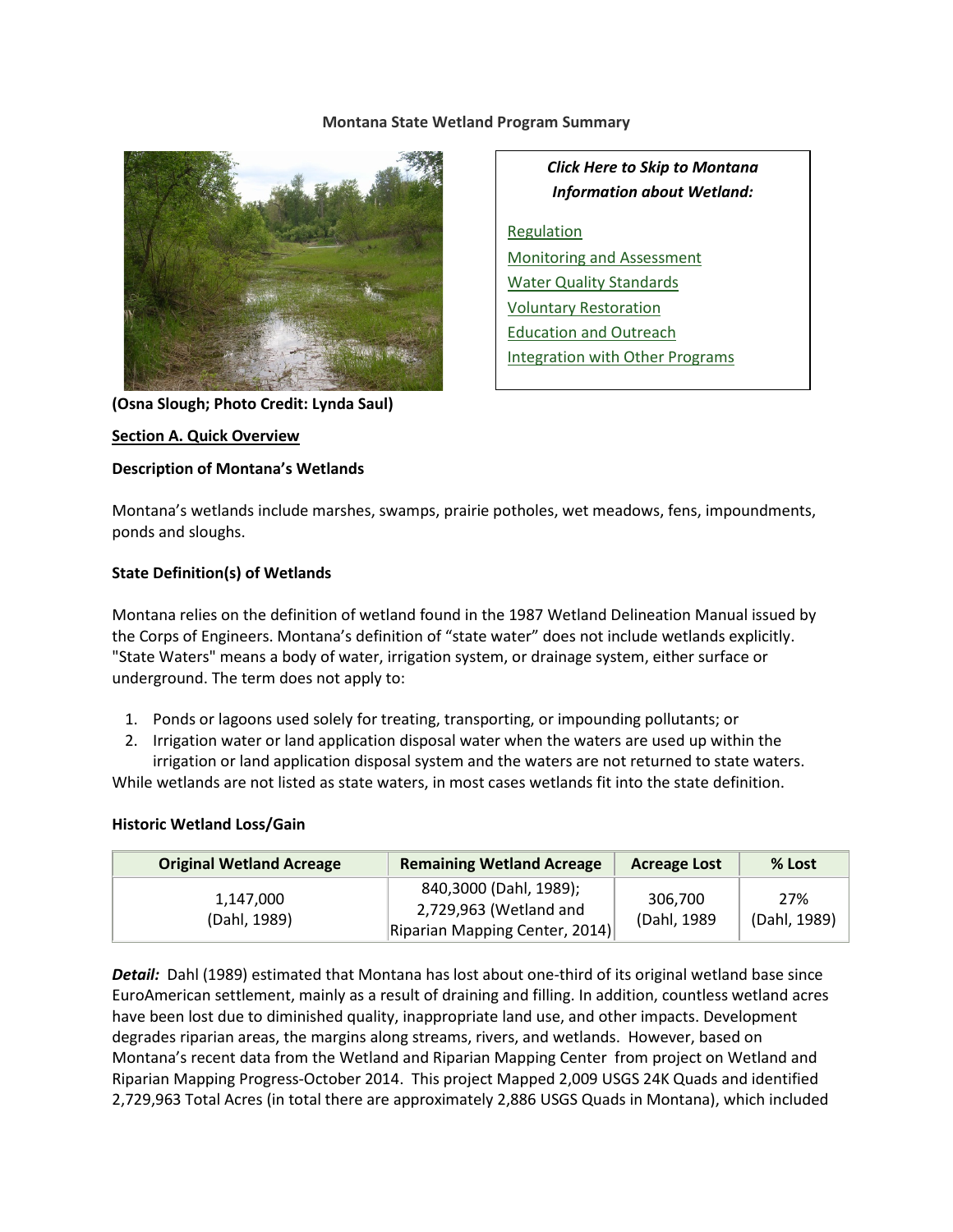**Montana State Wetland Program Summary**

(Osna Slough; Photo Credit: Lynda Saul)

***Click Here to Skip to Montana Information about Wetland:***

[Regulation]
[Monitoring and Assessment]
[Water Quality Standards]
[Voluntary Restoration]
[Education and Outreach]
[Integration with Other Programs]

## Section A. Quick Overview

### Description of Montana's Wetlands

Montana's wetlands include marshes, swamps, prairie potholes, wet meadows, fens, impoundments, ponds and sloughs.

### State Definition(s) of Wetlands

Montana relies on the definition of wetland found in the 1987 Wetland Delineation Manual issued by the Corps of Engineers. Montana's definition of "state water" does not include wetlands explicitly. "State Waters" means a body of water, irrigation system, or drainage system, either surface or underground. The term does not apply to:

1. Ponds or lagoons used solely for treating, transporting, or impounding pollutants; or
2. Irrigation water or land application disposal water when the waters are used up within the irrigation or land application disposal system and the waters are not returned to state waters.

While wetlands are not listed as state waters, in most cases wetlands fit into the state definition.

### Historic Wetland Loss/Gain

| Original Wetland Acreage | Remaining Wetland Acreage | Acreage Lost | % Lost |
|---|---|---|---|
| 1,147,000 (Dahl, 1989) | 840,3000 (Dahl, 1989); 2,729,963 (Wetland and Riparian Mapping Center, 2014) | 306,700 (Dahl, 1989 | 27% (Dahl, 1989) |

***Detail:*** Dahl (1989) estimated that Montana has lost about one-third of its original wetland base since EuroAmerican settlement, mainly as a result of draining and filling. In addition, countless wetland acres have been lost due to diminished quality, inappropriate land use, and other impacts. Development degrades riparian areas, the margins along streams, rivers, and wetlands. However, based on Montana's recent data from the Wetland and Riparian Mapping Center from project on Wetland and Riparian Mapping Progress-October 2014. This project Mapped 2,009 USGS 24K Quads and identified 2,729,963 Total Acres (in total there are approximately 2,886 USGS Quads in Montana), which included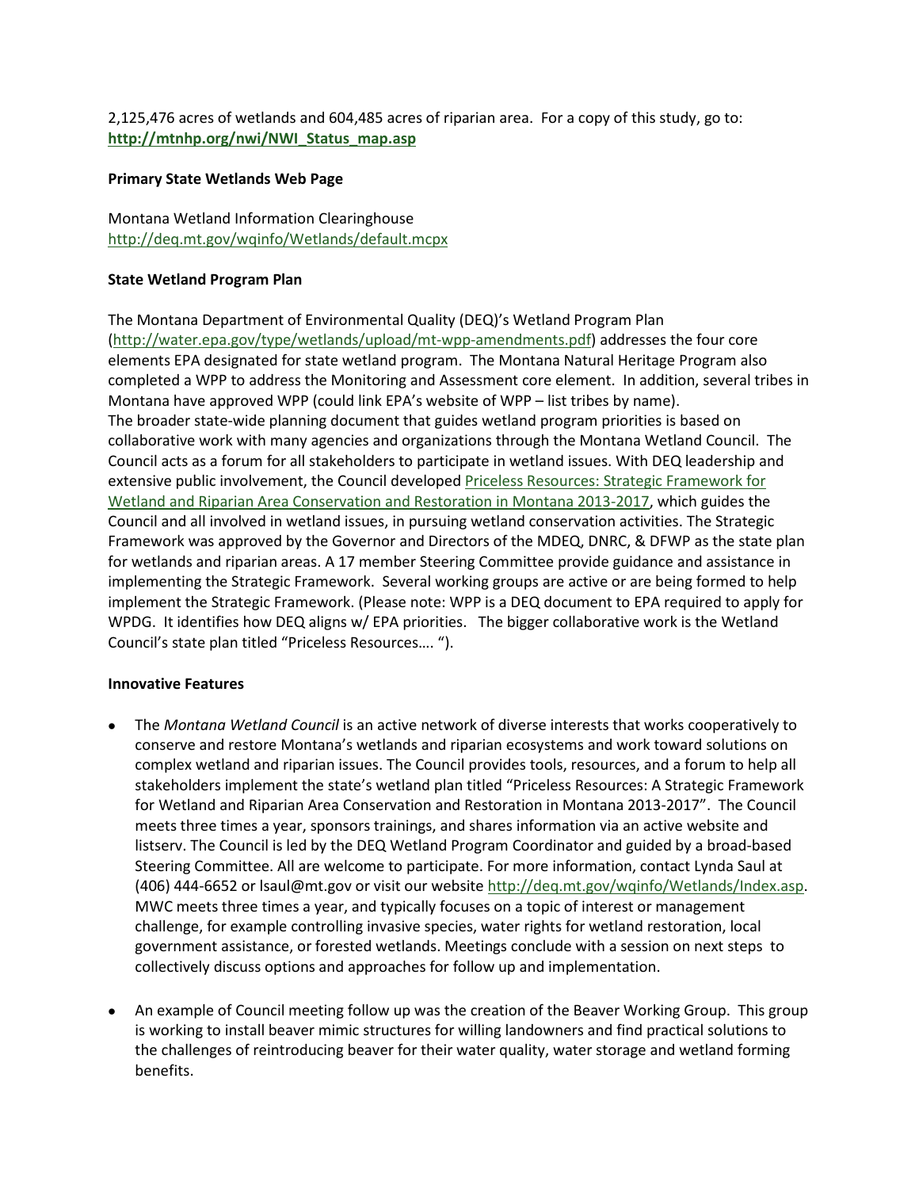2,125,476 acres of wetlands and 604,485 acres of riparian area. For a copy of this study, go to: **http://mtnhp.org/nwi/NWI_Status_map.asp**

**Primary State Wetlands Web Page**

Montana Wetland Information Clearinghouse
http://deq.mt.gov/wqinfo/Wetlands/default.mcpx

**State Wetland Program Plan**

The Montana Department of Environmental Quality (DEQ)'s Wetland Program Plan (http://water.epa.gov/type/wetlands/upload/mt-wpp-amendments.pdf) addresses the four core elements EPA designated for state wetland program. The Montana Natural Heritage Program also completed a WPP to address the Monitoring and Assessment core element. In addition, several tribes in Montana have approved WPP (could link EPA's website of WPP – list tribes by name).
The broader state-wide planning document that guides wetland program priorities is based on collaborative work with many agencies and organizations through the Montana Wetland Council. The Council acts as a forum for all stakeholders to participate in wetland issues. With DEQ leadership and extensive public involvement, the Council developed Priceless Resources: Strategic Framework for Wetland and Riparian Area Conservation and Restoration in Montana 2013-2017, which guides the Council and all involved in wetland issues, in pursuing wetland conservation activities. The Strategic Framework was approved by the Governor and Directors of the MDEQ, DNRC, & DFWP as the state plan for wetlands and riparian areas. A 17 member Steering Committee provide guidance and assistance in implementing the Strategic Framework. Several working groups are active or are being formed to help implement the Strategic Framework. (Please note: WPP is a DEQ document to EPA required to apply for WPDG. It identifies how DEQ aligns w/ EPA priorities. The bigger collaborative work is the Wetland Council's state plan titled "Priceless Resources…. ").

**Innovative Features**

- The *Montana Wetland Council* is an active network of diverse interests that works cooperatively to conserve and restore Montana's wetlands and riparian ecosystems and work toward solutions on complex wetland and riparian issues. The Council provides tools, resources, and a forum to help all stakeholders implement the state's wetland plan titled "Priceless Resources: A Strategic Framework for Wetland and Riparian Area Conservation and Restoration in Montana 2013-2017". The Council meets three times a year, sponsors trainings, and shares information via an active website and listserv. The Council is led by the DEQ Wetland Program Coordinator and guided by a broad-based Steering Committee. All are welcome to participate. For more information, contact Lynda Saul at (406) 444-6652 or lsaul@mt.gov or visit our website http://deq.mt.gov/wqinfo/Wetlands/Index.asp. MWC meets three times a year, and typically focuses on a topic of interest or management challenge, for example controlling invasive species, water rights for wetland restoration, local government assistance, or forested wetlands. Meetings conclude with a session on next steps to collectively discuss options and approaches for follow up and implementation.

- An example of Council meeting follow up was the creation of the Beaver Working Group. This group is working to install beaver mimic structures for willing landowners and find practical solutions to the challenges of reintroducing beaver for their water quality, water storage and wetland forming benefits.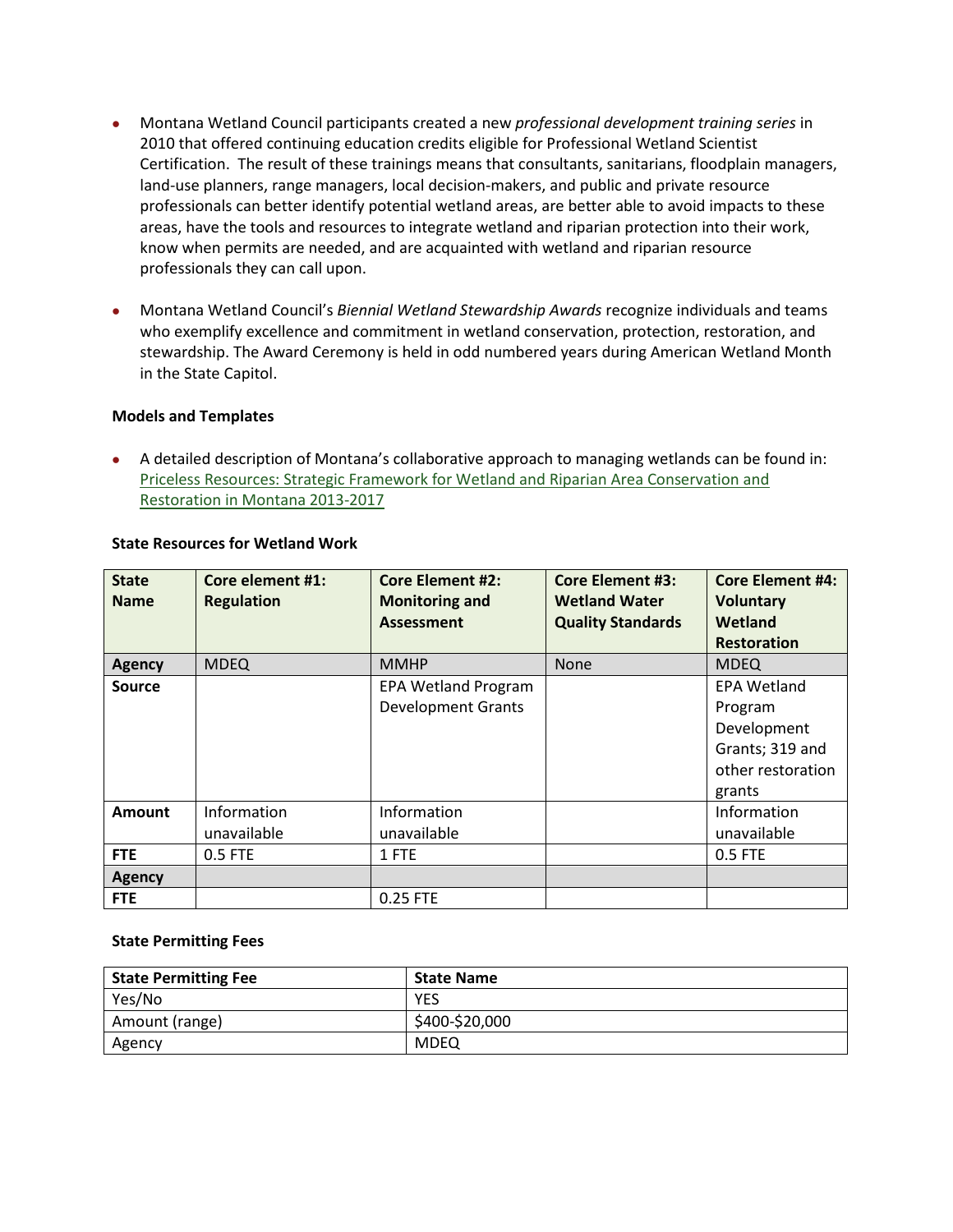- Montana Wetland Council participants created a new *professional development training series* in 2010 that offered continuing education credits eligible for Professional Wetland Scientist Certification. The result of these trainings means that consultants, sanitarians, floodplain managers, land-use planners, range managers, local decision-makers, and public and private resource professionals can better identify potential wetland areas, are better able to avoid impacts to these areas, have the tools and resources to integrate wetland and riparian protection into their work, know when permits are needed, and are acquainted with wetland and riparian resource professionals they can call upon.

- Montana Wetland Council's *Biennial Wetland Stewardship Awards* recognize individuals and teams who exemplify excellence and commitment in wetland conservation, protection, restoration, and stewardship. The Award Ceremony is held in odd numbered years during American Wetland Month in the State Capitol.

**Models and Templates**

- A detailed description of Montana's collaborative approach to managing wetlands can be found in: Priceless Resources: Strategic Framework for Wetland and Riparian Area Conservation and Restoration in Montana 2013-2017

**State Resources for Wetland Work**

| State Name | Core element #1: Regulation | Core Element #2: Monitoring and Assessment | Core Element #3: Wetland Water Quality Standards | Core Element #4: Voluntary Wetland Restoration |
|---|---|---|---|---|
| **Agency** | MDEQ | MMHP | None | MDEQ |
| **Source** | | EPA Wetland Program Development Grants | | EPA Wetland Program Development Grants; 319 and other restoration grants |
| **Amount** | Information unavailable | Information unavailable | | Information unavailable |
| **FTE** | 0.5 FTE | 1 FTE | | 0.5 FTE |
| **Agency** | | | | |
| **FTE** | | 0.25 FTE | | |

**State Permitting Fees**

| State Permitting Fee | State Name |
|---|---|
| Yes/No | YES |
| Amount (range) | $400-$20,000 |
| Agency | MDEQ |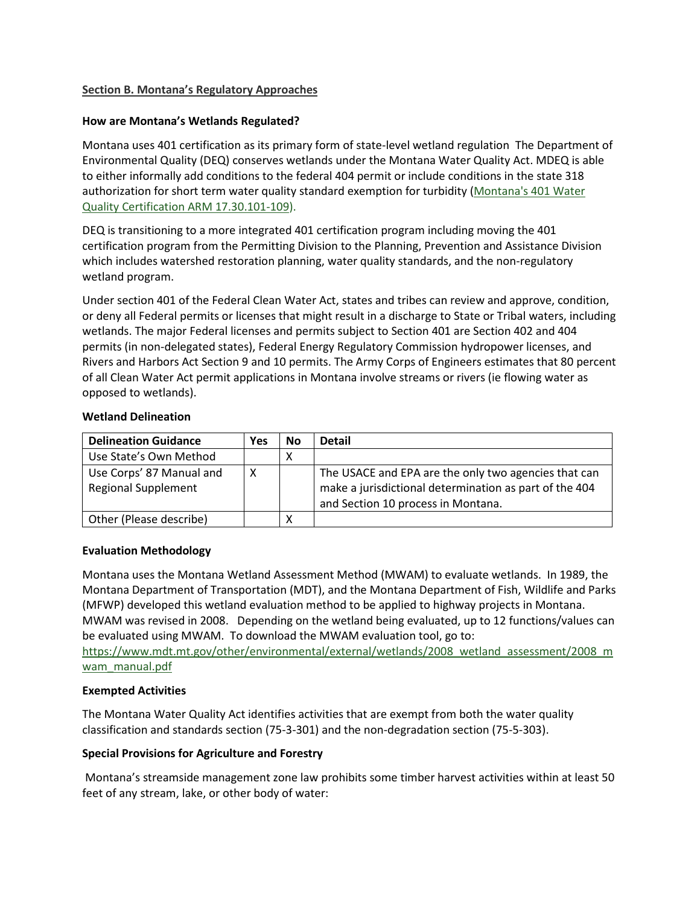**Section B. Montana's Regulatory Approaches**

**How are Montana's Wetlands Regulated?**

Montana uses 401 certification as its primary form of state-level wetland regulation The Department of Environmental Quality (DEQ) conserves wetlands under the Montana Water Quality Act. MDEQ is able to either informally add conditions to the federal 404 permit or include conditions in the state 318 authorization for short term water quality standard exemption for turbidity (Montana's 401 Water Quality Certification ARM 17.30.101-109).

DEQ is transitioning to a more integrated 401 certification program including moving the 401 certification program from the Permitting Division to the Planning, Prevention and Assistance Division which includes watershed restoration planning, water quality standards, and the non-regulatory wetland program.

Under section 401 of the Federal Clean Water Act, states and tribes can review and approve, condition, or deny all Federal permits or licenses that might result in a discharge to State or Tribal waters, including wetlands. The major Federal licenses and permits subject to Section 401 are Section 402 and 404 permits (in non-delegated states), Federal Energy Regulatory Commission hydropower licenses, and Rivers and Harbors Act Section 9 and 10 permits. The Army Corps of Engineers estimates that 80 percent of all Clean Water Act permit applications in Montana involve streams or rivers (ie flowing water as opposed to wetlands).

**Wetland Delineation**

| Delineation Guidance | Yes | No | Detail |
|---|---|---|---|
| Use State's Own Method | | X | |
| Use Corps' 87 Manual and Regional Supplement | X | | The USACE and EPA are the only two agencies that can make a jurisdictional determination as part of the 404 and Section 10 process in Montana. |
| Other (Please describe) | | X | |

**Evaluation Methodology**

Montana uses the Montana Wetland Assessment Method (MWAM) to evaluate wetlands. In 1989, the Montana Department of Transportation (MDT), and the Montana Department of Fish, Wildlife and Parks (MFWP) developed this wetland evaluation method to be applied to highway projects in Montana. MWAM was revised in 2008. Depending on the wetland being evaluated, up to 12 functions/values can be evaluated using MWAM. To download the MWAM evaluation tool, go to: https://www.mdt.mt.gov/other/environmental/external/wetlands/2008_wetland_assessment/2008_mwam_manual.pdf

**Exempted Activities**

The Montana Water Quality Act identifies activities that are exempt from both the water quality classification and standards section (75-3-301) and the non-degradation section (75-5-303).

**Special Provisions for Agriculture and Forestry**

Montana's streamside management zone law prohibits some timber harvest activities within at least 50 feet of any stream, lake, or other body of water: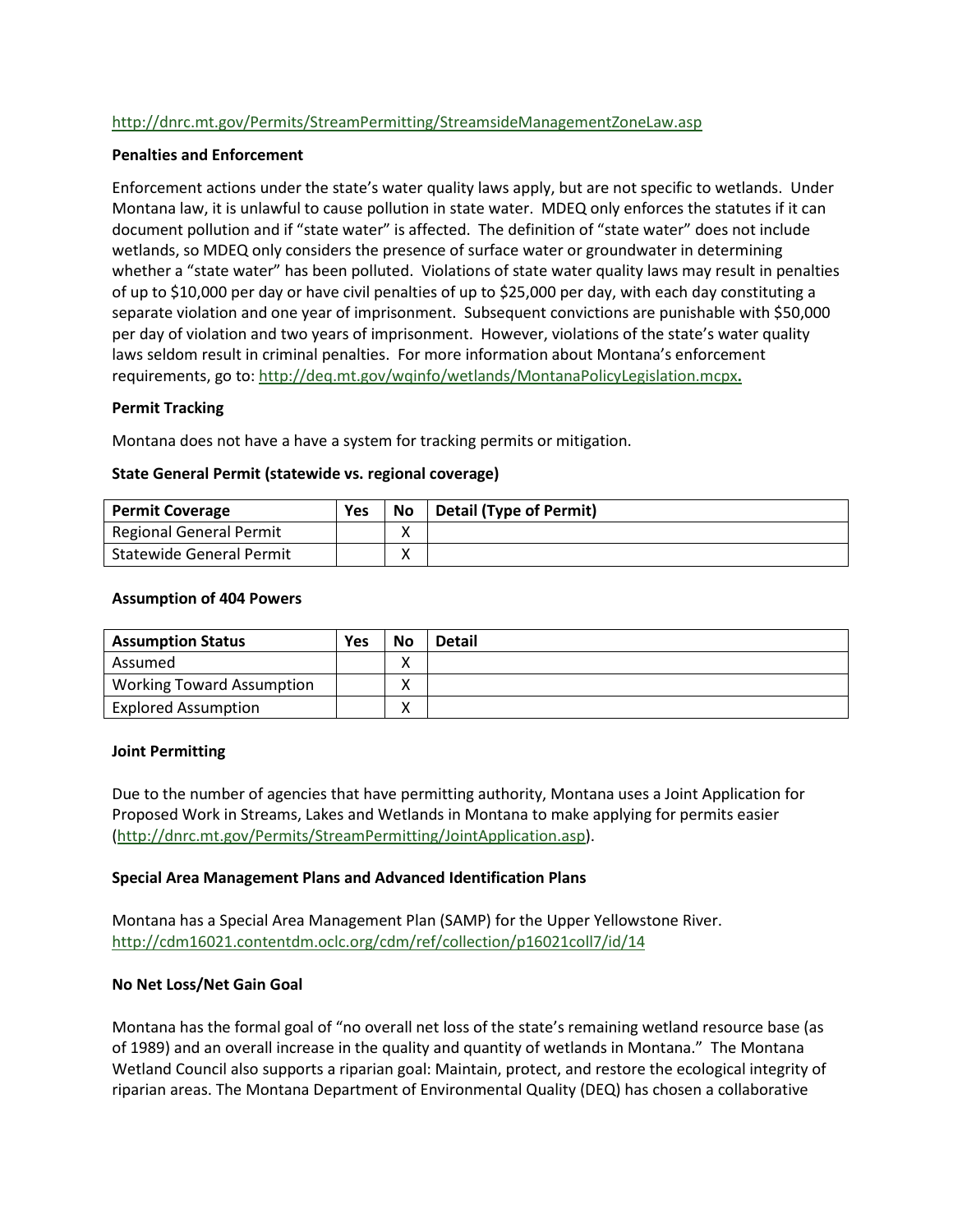http://dnrc.mt.gov/Permits/StreamPermitting/StreamsideManagementZoneLaw.asp

**Penalties and Enforcement**

Enforcement actions under the state's water quality laws apply, but are not specific to wetlands. Under Montana law, it is unlawful to cause pollution in state water. MDEQ only enforces the statutes if it can document pollution and if "state water" is affected. The definition of "state water" does not include wetlands, so MDEQ only considers the presence of surface water or groundwater in determining whether a "state water" has been polluted. Violations of state water quality laws may result in penalties of up to $10,000 per day or have civil penalties of up to $25,000 per day, with each day constituting a separate violation and one year of imprisonment. Subsequent convictions are punishable with $50,000 per day of violation and two years of imprisonment. However, violations of the state's water quality laws seldom result in criminal penalties. For more information about Montana's enforcement requirements, go to: http://deq.mt.gov/wqinfo/wetlands/MontanaPolicyLegislation.mcpx.

**Permit Tracking**

Montana does not have a have a system for tracking permits or mitigation.

**State General Permit (statewide vs. regional coverage)**

| Permit Coverage | Yes | No | Detail (Type of Permit) |
|---|---|---|---|
| Regional General Permit | | X | |
| Statewide General Permit | | X | |

**Assumption of 404 Powers**

| Assumption Status | Yes | No | Detail |
|---|---|---|---|
| Assumed | | X | |
| Working Toward Assumption | | X | |
| Explored Assumption | | X | |

**Joint Permitting**

Due to the number of agencies that have permitting authority, Montana uses a Joint Application for Proposed Work in Streams, Lakes and Wetlands in Montana to make applying for permits easier (http://dnrc.mt.gov/Permits/StreamPermitting/JointApplication.asp).

**Special Area Management Plans and Advanced Identification Plans**

Montana has a Special Area Management Plan (SAMP) for the Upper Yellowstone River.
http://cdm16021.contentdm.oclc.org/cdm/ref/collection/p16021coll7/id/14

**No Net Loss/Net Gain Goal**

Montana has the formal goal of "no overall net loss of the state's remaining wetland resource base (as of 1989) and an overall increase in the quality and quantity of wetlands in Montana." The Montana Wetland Council also supports a riparian goal: Maintain, protect, and restore the ecological integrity of riparian areas. The Montana Department of Environmental Quality (DEQ) has chosen a collaborative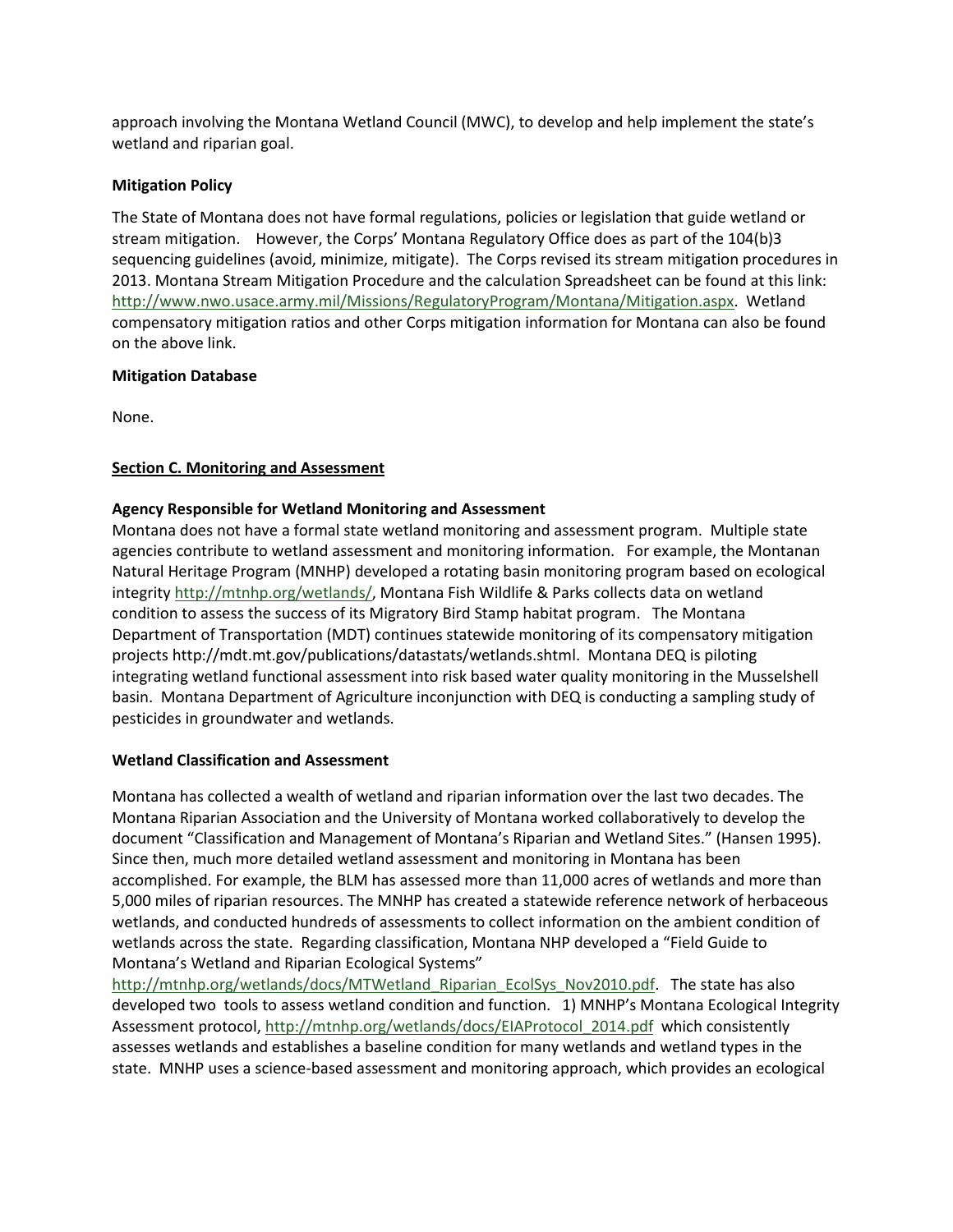approach involving the Montana Wetland Council (MWC), to develop and help implement the state's wetland and riparian goal.

**Mitigation Policy**

The State of Montana does not have formal regulations, policies or legislation that guide wetland or stream mitigation. However, the Corps' Montana Regulatory Office does as part of the 104(b)3 sequencing guidelines (avoid, minimize, mitigate). The Corps revised its stream mitigation procedures in 2013. Montana Stream Mitigation Procedure and the calculation Spreadsheet can be found at this link: [http://www.nwo.usace.army.mil/Missions/RegulatoryProgram/Montana/Mitigation.aspx](http://www.nwo.usace.army.mil/Missions/RegulatoryProgram/Montana/Mitigation.aspx). Wetland compensatory mitigation ratios and other Corps mitigation information for Montana can also be found on the above link.

**Mitigation Database**

None.

## Section C. Monitoring and Assessment

**Agency Responsible for Wetland Monitoring and Assessment**

Montana does not have a formal state wetland monitoring and assessment program. Multiple state agencies contribute to wetland assessment and monitoring information. For example, the Montanan Natural Heritage Program (MNHP) developed a rotating basin monitoring program based on ecological integrity [http://mtnhp.org/wetlands/](http://mtnhp.org/wetlands/), Montana Fish Wildlife & Parks collects data on wetland condition to assess the success of its Migratory Bird Stamp habitat program. The Montana Department of Transportation (MDT) continues statewide monitoring of its compensatory mitigation projects http://mdt.mt.gov/publications/datastats/wetlands.shtml. Montana DEQ is piloting integrating wetland functional assessment into risk based water quality monitoring in the Musselshell basin. Montana Department of Agriculture inconjunction with DEQ is conducting a sampling study of pesticides in groundwater and wetlands.

**Wetland Classification and Assessment**

Montana has collected a wealth of wetland and riparian information over the last two decades. The Montana Riparian Association and the University of Montana worked collaboratively to develop the document "Classification and Management of Montana's Riparian and Wetland Sites." (Hansen 1995). Since then, much more detailed wetland assessment and monitoring in Montana has been accomplished. For example, the BLM has assessed more than 11,000 acres of wetlands and more than 5,000 miles of riparian resources. The MNHP has created a statewide reference network of herbaceous wetlands, and conducted hundreds of assessments to collect information on the ambient condition of wetlands across the state. Regarding classification, Montana NHP developed a "Field Guide to Montana's Wetland and Riparian Ecological Systems" [http://mtnhp.org/wetlands/docs/MTWetland_Riparian_EcolSys_Nov2010.pdf](http://mtnhp.org/wetlands/docs/MTWetland_Riparian_EcolSys_Nov2010.pdf). The state has also developed two tools to assess wetland condition and function. 1) MNHP's Montana Ecological Integrity Assessment protocol, [http://mtnhp.org/wetlands/docs/EIAProtocol_2014.pdf](http://mtnhp.org/wetlands/docs/EIAProtocol_2014.pdf) which consistently assesses wetlands and establishes a baseline condition for many wetlands and wetland types in the state. MNHP uses a science-based assessment and monitoring approach, which provides an ecological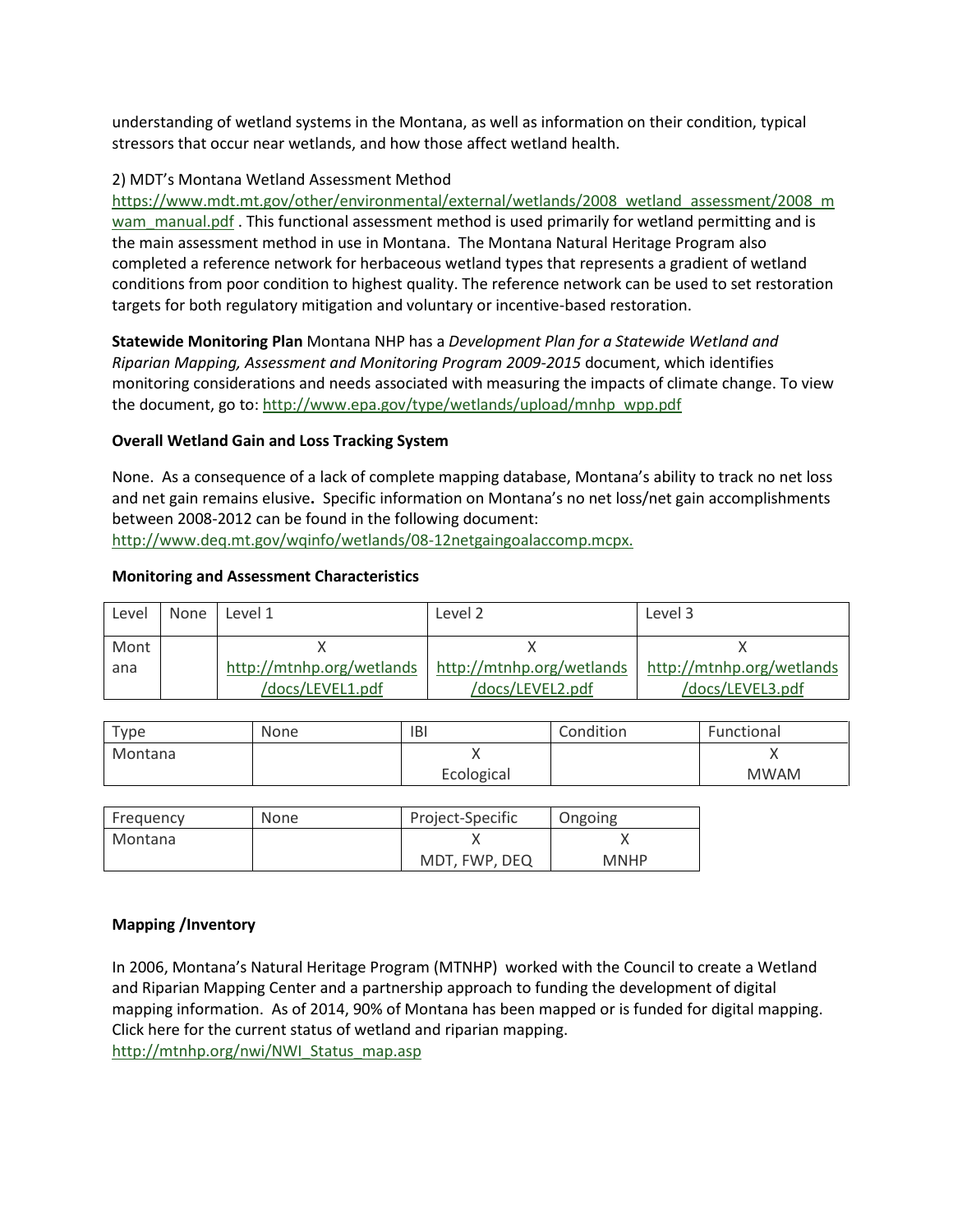understanding of wetland systems in the Montana, as well as information on their condition, typical stressors that occur near wetlands, and how those affect wetland health.

2) MDT's Montana Wetland Assessment Method https://www.mdt.mt.gov/other/environmental/external/wetlands/2008_wetland_assessment/2008_mwam_manual.pdf . This functional assessment method is used primarily for wetland permitting and is the main assessment method in use in Montana. The Montana Natural Heritage Program also completed a reference network for herbaceous wetland types that represents a gradient of wetland conditions from poor condition to highest quality. The reference network can be used to set restoration targets for both regulatory mitigation and voluntary or incentive-based restoration.

**Statewide Monitoring Plan** Montana NHP has a *Development Plan for a Statewide Wetland and Riparian Mapping, Assessment and Monitoring Program 2009-2015* document, which identifies monitoring considerations and needs associated with measuring the impacts of climate change. To view the document, go to: http://www.epa.gov/type/wetlands/upload/mnhp_wpp.pdf

**Overall Wetland Gain and Loss Tracking System**

None. As a consequence of a lack of complete mapping database, Montana's ability to track no net loss and net gain remains elusive**.** Specific information on Montana's no net loss/net gain accomplishments between 2008-2012 can be found in the following document: http://www.deq.mt.gov/wqinfo/wetlands/08-12netgaingoalaccomp.mcpx.

**Monitoring and Assessment Characteristics**

| Level | None | Level 1 | Level 2 | Level 3 |
|---|---|---|---|---|
| Montana | | X http://mtnhp.org/wetlands/docs/LEVEL1.pdf | X http://mtnhp.org/wetlands/docs/LEVEL2.pdf | X http://mtnhp.org/wetlands/docs/LEVEL3.pdf |

| Type | None | IBI | Condition | Functional |
|---|---|---|---|---|
| Montana | | X Ecological | | X MWAM |

| Frequency | None | Project-Specific | Ongoing |
|---|---|---|---|
| Montana | | X MDT, FWP, DEQ | X MNHP |

**Mapping /Inventory**

In 2006, Montana's Natural Heritage Program (MTNHP) worked with the Council to create a Wetland and Riparian Mapping Center and a partnership approach to funding the development of digital mapping information. As of 2014, 90% of Montana has been mapped or is funded for digital mapping. Click here for the current status of wetland and riparian mapping. http://mtnhp.org/nwi/NWI_Status_map.asp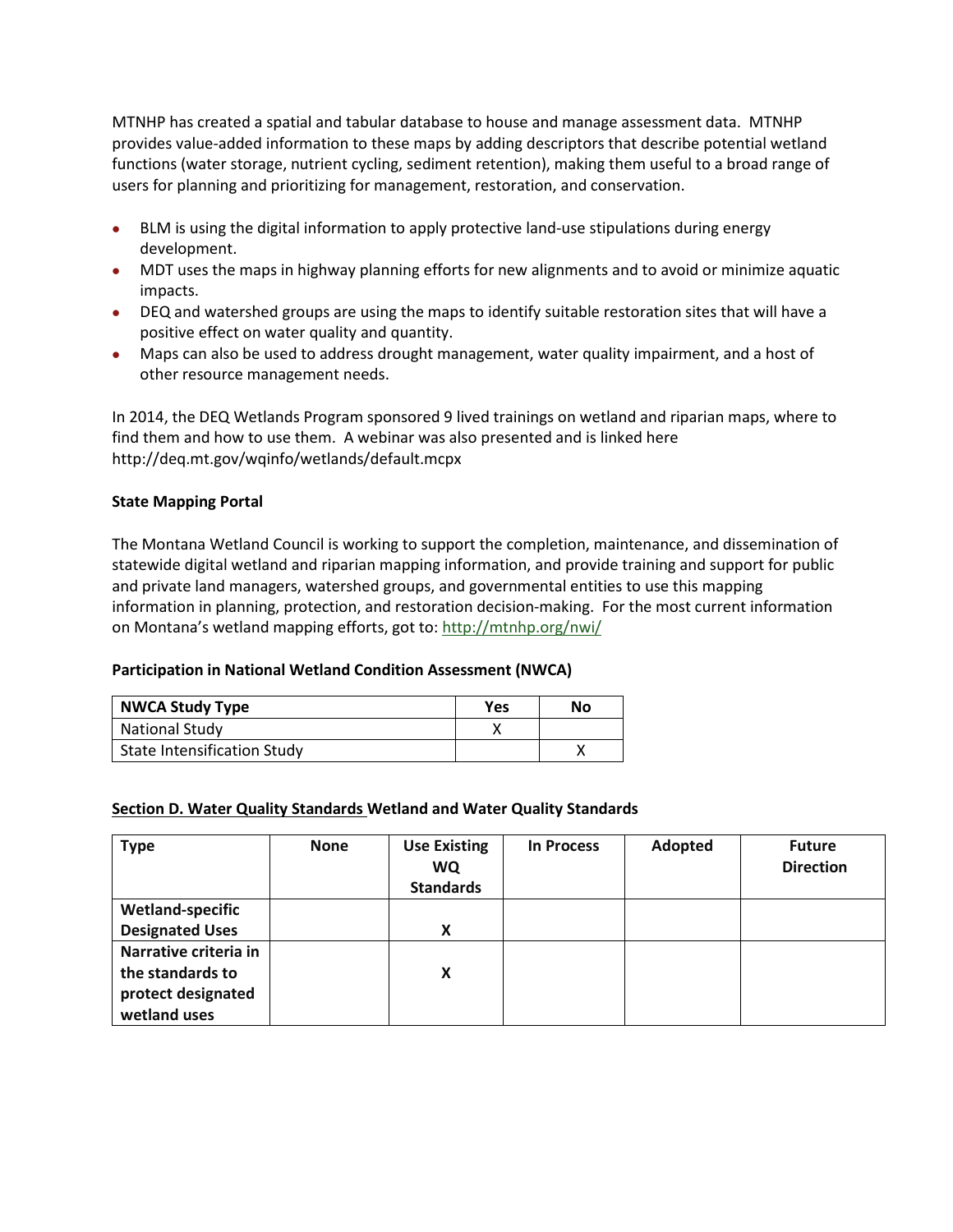MTNHP has created a spatial and tabular database to house and manage assessment data. MTNHP provides value-added information to these maps by adding descriptors that describe potential wetland functions (water storage, nutrient cycling, sediment retention), making them useful to a broad range of users for planning and prioritizing for management, restoration, and conservation.

- BLM is using the digital information to apply protective land-use stipulations during energy development.
- MDT uses the maps in highway planning efforts for new alignments and to avoid or minimize aquatic impacts.
- DEQ and watershed groups are using the maps to identify suitable restoration sites that will have a positive effect on water quality and quantity.
- Maps can also be used to address drought management, water quality impairment, and a host of other resource management needs.

In 2014, the DEQ Wetlands Program sponsored 9 lived trainings on wetland and riparian maps, where to find them and how to use them. A webinar was also presented and is linked here http://deq.mt.gov/wqinfo/wetlands/default.mcpx

**State Mapping Portal**

The Montana Wetland Council is working to support the completion, maintenance, and dissemination of statewide digital wetland and riparian mapping information, and provide training and support for public and private land managers, watershed groups, and governmental entities to use this mapping information in planning, protection, and restoration decision-making. For the most current information on Montana's wetland mapping efforts, got to: http://mtnhp.org/nwi/

**Participation in National Wetland Condition Assessment (NWCA)**

| NWCA Study Type | Yes | No |
|---|---|---|
| National Study | X | |
| State Intensification Study | | X |

**Section D. Water Quality Standards Wetland and Water Quality Standards**

| Type | None | Use Existing WQ Standards | In Process | Adopted | Future Direction |
|---|---|---|---|---|---|
| Wetland-specific Designated Uses | | X | | | |
| Narrative criteria in the standards to protect designated wetland uses | | X | | | |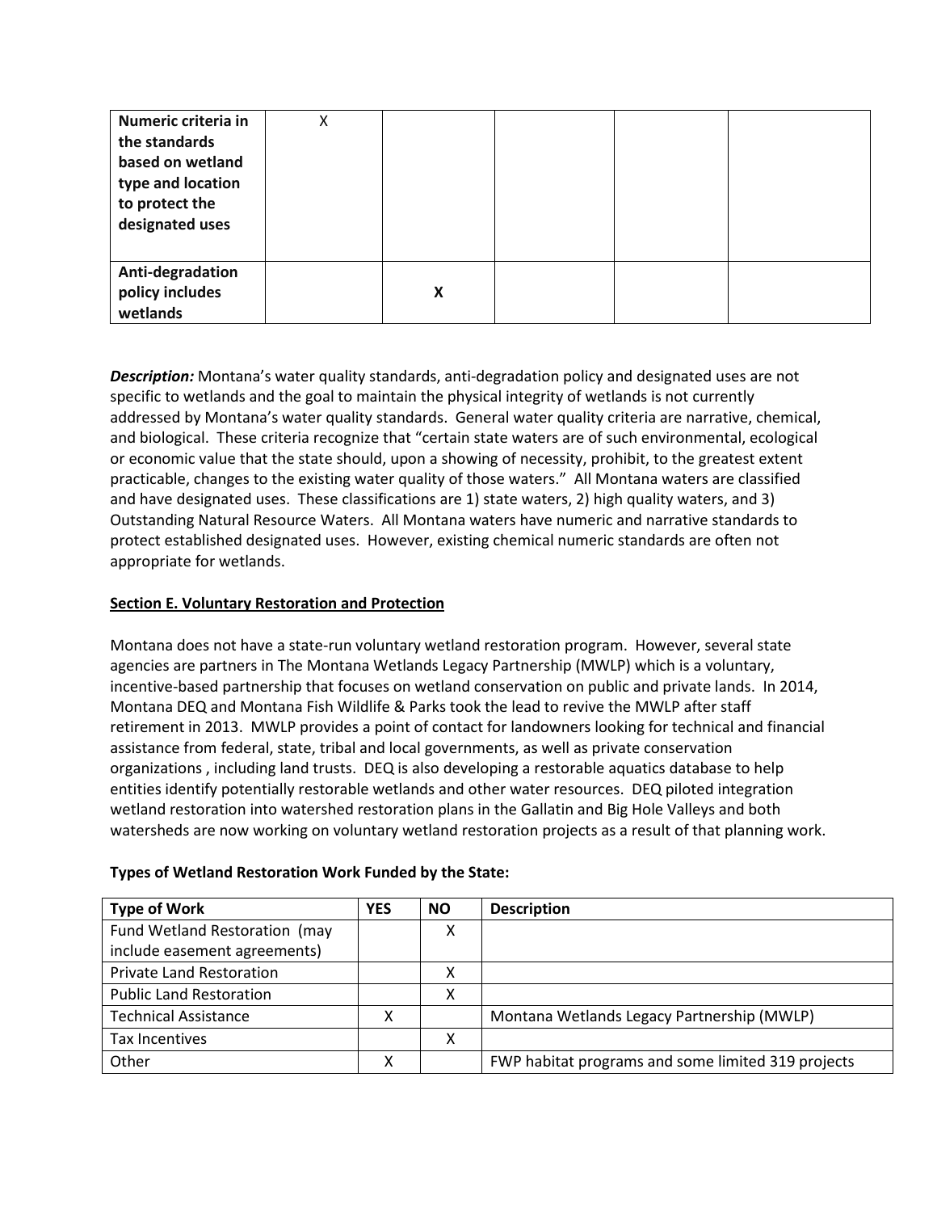| | | | | | |
|---|---|---|---|---|---|
| **Numeric criteria in the standards based on wetland type and location to protect the designated uses** | X | | | | |
| **Anti-degradation policy includes wetlands** | | **X** | | | |

***Description:*** Montana's water quality standards, anti-degradation policy and designated uses are not specific to wetlands and the goal to maintain the physical integrity of wetlands is not currently addressed by Montana's water quality standards. General water quality criteria are narrative, chemical, and biological. These criteria recognize that "certain state waters are of such environmental, ecological or economic value that the state should, upon a showing of necessity, prohibit, to the greatest extent practicable, changes to the existing water quality of those waters." All Montana waters are classified and have designated uses. These classifications are 1) state waters, 2) high quality waters, and 3) Outstanding Natural Resource Waters. All Montana waters have numeric and narrative standards to protect established designated uses. However, existing chemical numeric standards are often not appropriate for wetlands.

## Section E. Voluntary Restoration and Protection

Montana does not have a state-run voluntary wetland restoration program. However, several state agencies are partners in The Montana Wetlands Legacy Partnership (MWLP) which is a voluntary, incentive-based partnership that focuses on wetland conservation on public and private lands. In 2014, Montana DEQ and Montana Fish Wildlife & Parks took the lead to revive the MWLP after staff retirement in 2013. MWLP provides a point of contact for landowners looking for technical and financial assistance from federal, state, tribal and local governments, as well as private conservation organizations , including land trusts. DEQ is also developing a restorable aquatics database to help entities identify potentially restorable wetlands and other water resources. DEQ piloted integration wetland restoration into watershed restoration plans in the Gallatin and Big Hole Valleys and both watersheds are now working on voluntary wetland restoration projects as a result of that planning work.

**Types of Wetland Restoration Work Funded by the State:**

| Type of Work | YES | NO | Description |
|---|---|---|---|
| Fund Wetland Restoration (may include easement agreements) | | X | |
| Private Land Restoration | | X | |
| Public Land Restoration | | X | |
| Technical Assistance | X | | Montana Wetlands Legacy Partnership (MWLP) |
| Tax Incentives | | X | |
| Other | X | | FWP habitat programs and some limited 319 projects |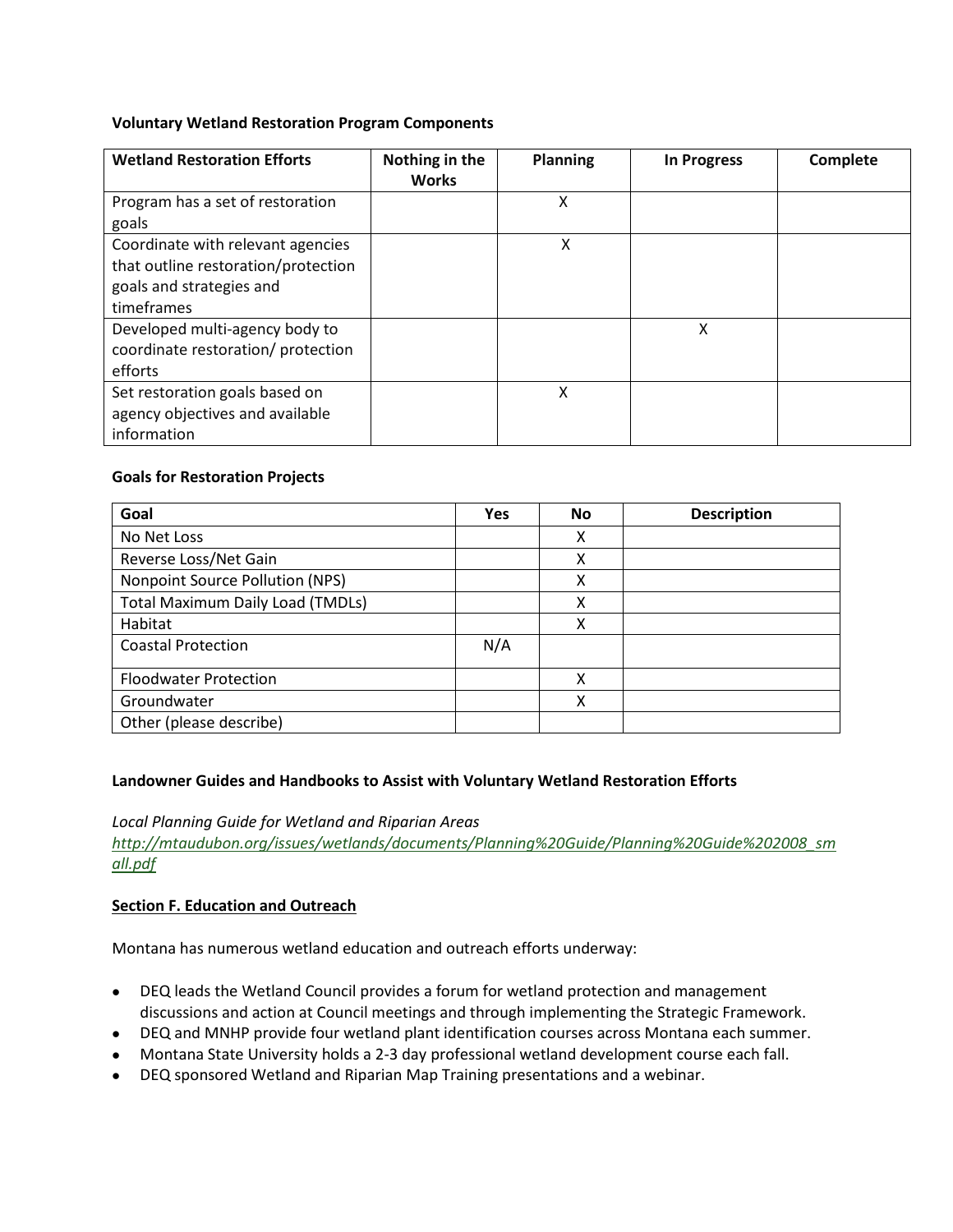**Voluntary Wetland Restoration Program Components**

| Wetland Restoration Efforts | Nothing in the Works | Planning | In Progress | Complete |
|---|---|---|---|---|
| Program has a set of restoration goals | | X | | |
| Coordinate with relevant agencies that outline restoration/protection goals and strategies and timeframes | | X | | |
| Developed multi-agency body to coordinate restoration/ protection efforts | | | X | |
| Set restoration goals based on agency objectives and available information | | X | | |

**Goals for Restoration Projects**

| Goal | Yes | No | Description |
|---|---|---|---|
| No Net Loss | | X | |
| Reverse Loss/Net Gain | | X | |
| Nonpoint Source Pollution (NPS) | | X | |
| Total Maximum Daily Load (TMDLs) | | X | |
| Habitat | | X | |
| Coastal Protection | N/A | | |
| Floodwater Protection | | X | |
| Groundwater | | X | |
| Other (please describe) | | | |

**Landowner Guides and Handbooks to Assist with Voluntary Wetland Restoration Efforts**

*Local Planning Guide for Wetland and Riparian Areas*
*http://mtaudubon.org/issues/wetlands/documents/Planning%20Guide/Planning%20Guide%202008_small.pdf*

**Section F. Education and Outreach**

Montana has numerous wetland education and outreach efforts underway:

- DEQ leads the Wetland Council provides a forum for wetland protection and management discussions and action at Council meetings and through implementing the Strategic Framework.
- DEQ and MNHP provide four wetland plant identification courses across Montana each summer.
- Montana State University holds a 2-3 day professional wetland development course each fall.
- DEQ sponsored Wetland and Riparian Map Training presentations and a webinar.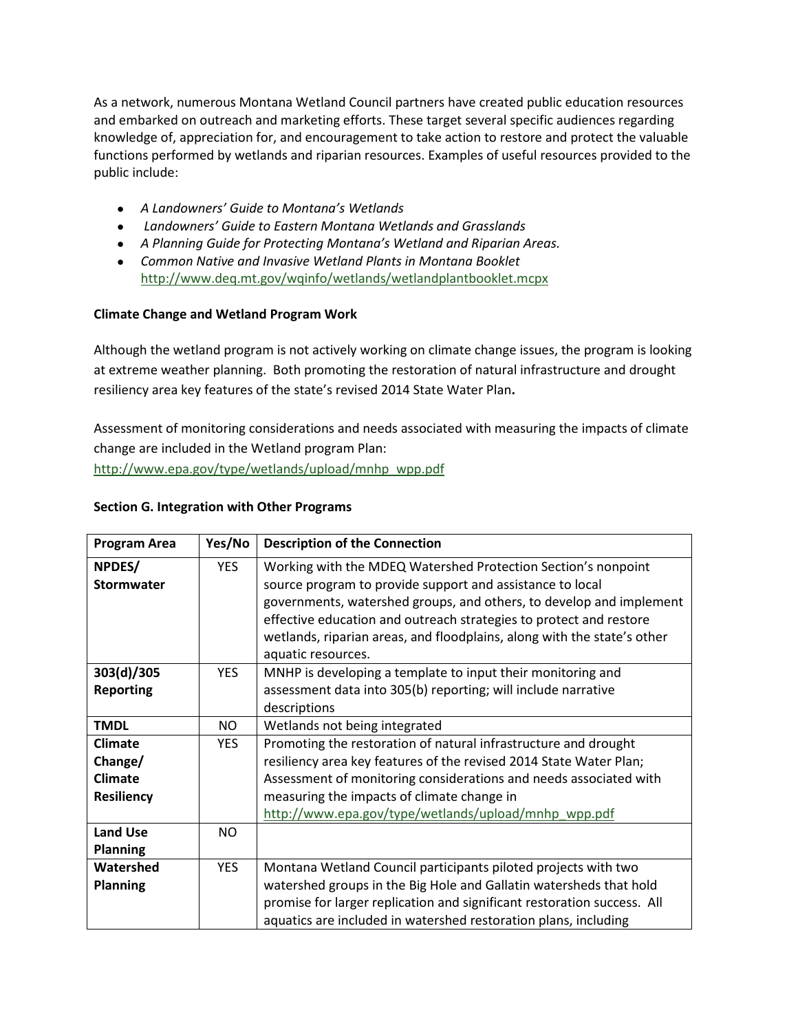As a network, numerous Montana Wetland Council partners have created public education resources and embarked on outreach and marketing efforts. These target several specific audiences regarding knowledge of, appreciation for, and encouragement to take action to restore and protect the valuable functions performed by wetlands and riparian resources. Examples of useful resources provided to the public include:

- *A Landowners' Guide to Montana's Wetlands*
- *Landowners' Guide to Eastern Montana Wetlands and Grasslands*
- *A Planning Guide for Protecting Montana's Wetland and Riparian Areas.*
- *Common Native and Invasive Wetland Plants in Montana Booklet* http://www.deq.mt.gov/wqinfo/wetlands/wetlandplantbooklet.mcpx

**Climate Change and Wetland Program Work**

Although the wetland program is not actively working on climate change issues, the program is looking at extreme weather planning. Both promoting the restoration of natural infrastructure and drought resiliency area key features of the state's revised 2014 State Water Plan**.**

Assessment of monitoring considerations and needs associated with measuring the impacts of climate change are included in the Wetland program Plan: http://www.epa.gov/type/wetlands/upload/mnhp_wpp.pdf

**Section G. Integration with Other Programs**

| Program Area | Yes/No | Description of the Connection |
|---|---|---|
| **NPDES/ Stormwater** | YES | Working with the MDEQ Watershed Protection Section's nonpoint source program to provide support and assistance to local governments, watershed groups, and others, to develop and implement effective education and outreach strategies to protect and restore wetlands, riparian areas, and floodplains, along with the state's other aquatic resources. |
| **303(d)/305 Reporting** | YES | MNHP is developing a template to input their monitoring and assessment data into 305(b) reporting; will include narrative descriptions |
| **TMDL** | NO | Wetlands not being integrated |
| **Climate Change/ Climate Resiliency** | YES | Promoting the restoration of natural infrastructure and drought resiliency area key features of the revised 2014 State Water Plan; Assessment of monitoring considerations and needs associated with measuring the impacts of climate change in http://www.epa.gov/type/wetlands/upload/mnhp_wpp.pdf |
| **Land Use Planning** | NO | |
| **Watershed Planning** | YES | Montana Wetland Council participants piloted projects with two watershed groups in the Big Hole and Gallatin watersheds that hold promise for larger replication and significant restoration success. All aquatics are included in watershed restoration plans, including |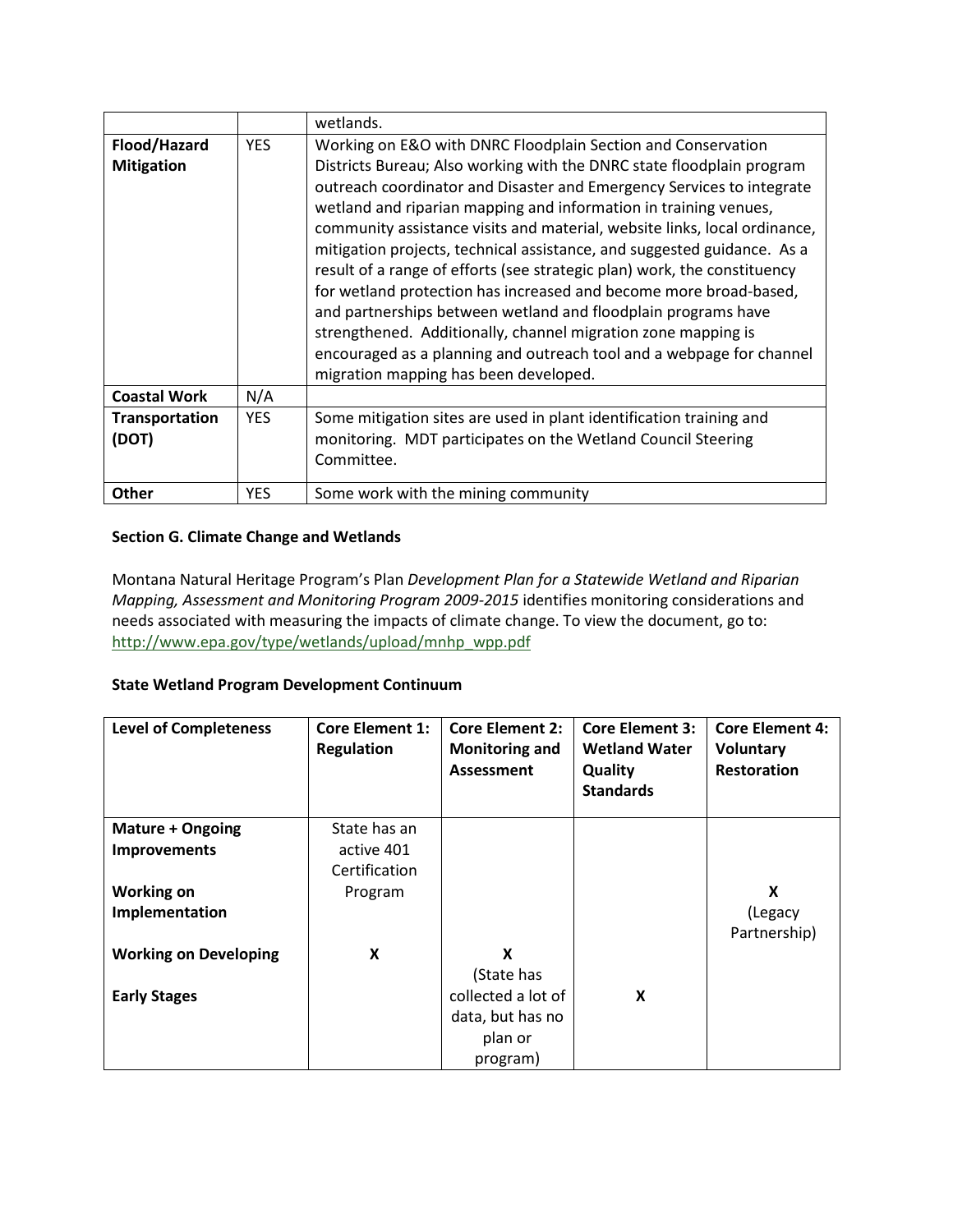| | | wetlands. |
|---|---|---|
| **Flood/Hazard Mitigation** | YES | Working on E&O with DNRC Floodplain Section and Conservation Districts Bureau; Also working with the DNRC state floodplain program outreach coordinator and Disaster and Emergency Services to integrate wetland and riparian mapping and information in training venues, community assistance visits and material, website links, local ordinance, mitigation projects, technical assistance, and suggested guidance. As a result of a range of efforts (see strategic plan) work, the constituency for wetland protection has increased and become more broad-based, and partnerships between wetland and floodplain programs have strengthened. Additionally, channel migration zone mapping is encouraged as a planning and outreach tool and a webpage for channel migration mapping has been developed. |
| **Coastal Work** | N/A | |
| **Transportation (DOT)** | YES | Some mitigation sites are used in plant identification training and monitoring. MDT participates on the Wetland Council Steering Committee. |
| **Other** | YES | Some work with the mining community |

**Section G. Climate Change and Wetlands**

Montana Natural Heritage Program's Plan *Development Plan for a Statewide Wetland and Riparian Mapping, Assessment and Monitoring Program 2009-2015* identifies monitoring considerations and needs associated with measuring the impacts of climate change. To view the document, go to: http://www.epa.gov/type/wetlands/upload/mnhp_wpp.pdf

**State Wetland Program Development Continuum**

| **Level of Completeness** | **Core Element 1: Regulation** | **Core Element 2: Monitoring and Assessment** | **Core Element 3: Wetland Water Quality Standards** | **Core Element 4: Voluntary Restoration** |
|---|---|---|---|---|
| **Mature + Ongoing Improvements** | State has an active 401 Certification Program | | | |
| **Working on Implementation** | | | | **X** (Legacy Partnership) |
| **Working on Developing** | **X** | **X** (State has collected a lot of data, but has no plan or program) | | |
| **Early Stages** | | | **X** | |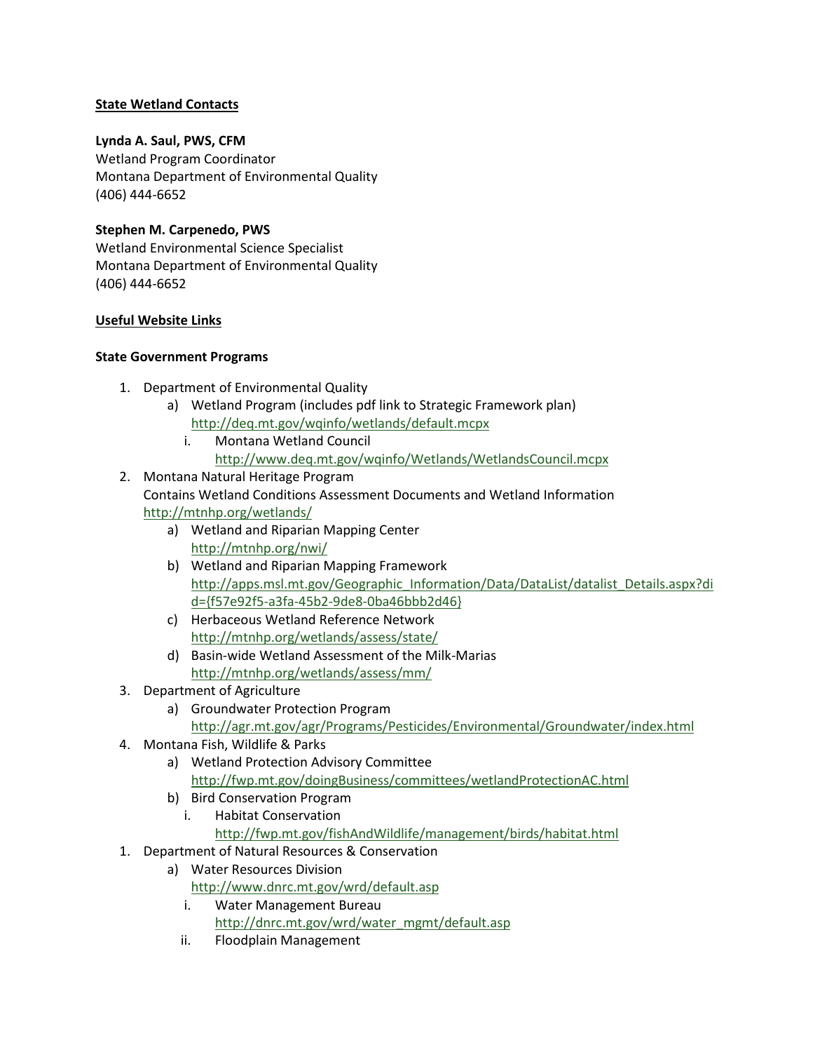**State Wetland Contacts**

**Lynda A. Saul, PWS, CFM**
Wetland Program Coordinator
Montana Department of Environmental Quality
(406) 444-6652

**Stephen M. Carpenedo, PWS**
Wetland Environmental Science Specialist
Montana Department of Environmental Quality
(406) 444-6652

**Useful Website Links**

**State Government Programs**

1. Department of Environmental Quality
   a) Wetland Program (includes pdf link to Strategic Framework plan)
      http://deq.mt.gov/wqinfo/wetlands/default.mcpx
      i. Montana Wetland Council
         http://www.deq.mt.gov/wqinfo/Wetlands/WetlandsCouncil.mcpx
2. Montana Natural Heritage Program
   Contains Wetland Conditions Assessment Documents and Wetland Information
   http://mtnhp.org/wetlands/
   a) Wetland and Riparian Mapping Center
      http://mtnhp.org/nwi/
   b) Wetland and Riparian Mapping Framework
      http://apps.msl.mt.gov/Geographic_Information/Data/DataList/datalist_Details.aspx?did={f57e92f5-a3fa-45b2-9de8-0ba46bbb2d46}
   c) Herbaceous Wetland Reference Network
      http://mtnhp.org/wetlands/assess/state/
   d) Basin-wide Wetland Assessment of the Milk-Marias
      http://mtnhp.org/wetlands/assess/mm/
3. Department of Agriculture
   a) Groundwater Protection Program
      http://agr.mt.gov/agr/Programs/Pesticides/Environmental/Groundwater/index.html
4. Montana Fish, Wildlife & Parks
   a) Wetland Protection Advisory Committee
      http://fwp.mt.gov/doingBusiness/committees/wetlandProtectionAC.html
   b) Bird Conservation Program
      i. Habitat Conservation
         http://fwp.mt.gov/fishAndWildlife/management/birds/habitat.html
1. Department of Natural Resources & Conservation
   a) Water Resources Division
      http://www.dnrc.mt.gov/wrd/default.asp
      i. Water Management Bureau
         http://dnrc.mt.gov/wrd/water_mgmt/default.asp
      ii. Floodplain Management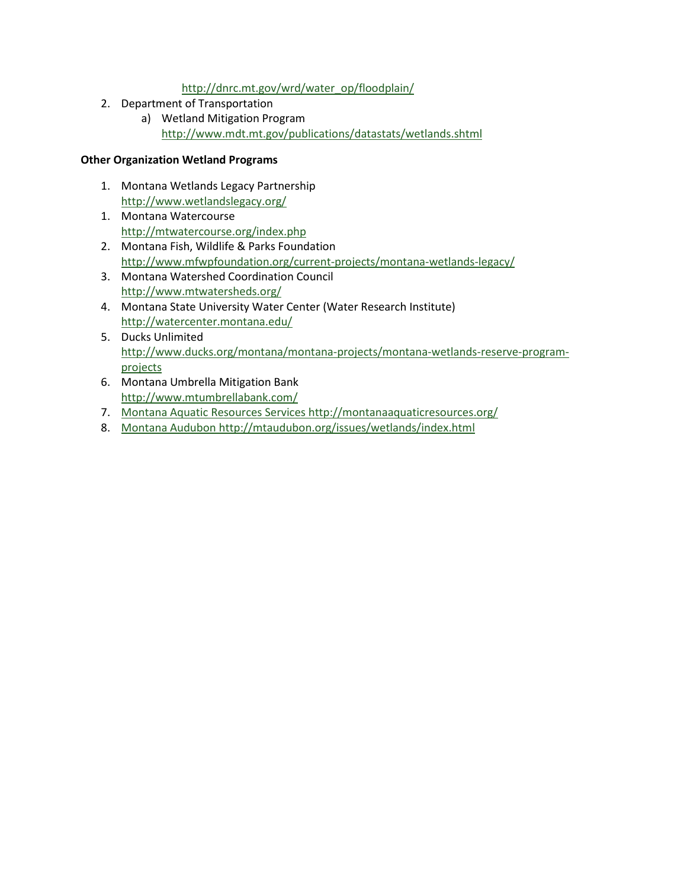http://dnrc.mt.gov/wrd/water_op/floodplain/

2. Department of Transportation
   a) Wetland Mitigation Program
      http://www.mdt.mt.gov/publications/datastats/wetlands.shtml

**Other Organization Wetland Programs**

1. Montana Wetlands Legacy Partnership
   http://www.wetlandslegacy.org/
1. Montana Watercourse
   http://mtwatercourse.org/index.php
2. Montana Fish, Wildlife & Parks Foundation
   http://www.mfwpfoundation.org/current-projects/montana-wetlands-legacy/
3. Montana Watershed Coordination Council
   http://www.mtwatersheds.org/
4. Montana State University Water Center (Water Research Institute)
   http://watercenter.montana.edu/
5. Ducks Unlimited
   http://www.ducks.org/montana/montana-projects/montana-wetlands-reserve-program-projects
6. Montana Umbrella Mitigation Bank
   http://www.mtumbrellabank.com/
7. Montana Aquatic Resources Services http://montanaaquaticresources.org/
8. Montana Audubon http://mtaudubon.org/issues/wetlands/index.html